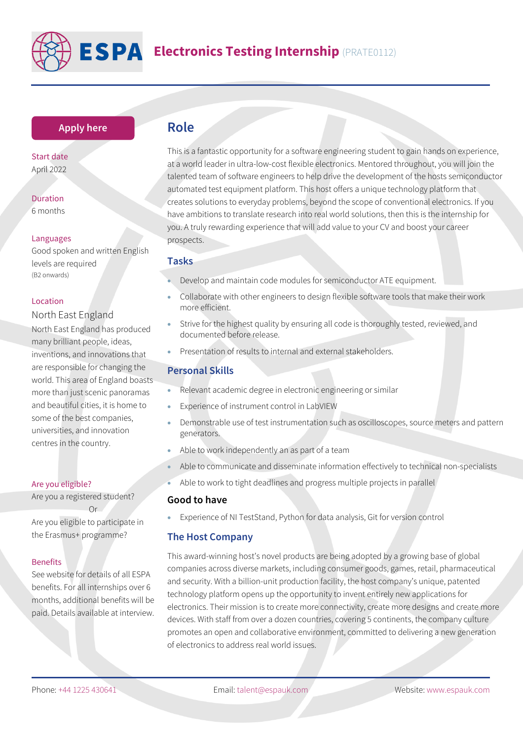# ESPA Electronics Testing Internship (PRATE0112)

Apply here

**Start date**
April 2022

**Duration**
6 months

**Languages**
Good spoken and written English levels are required
(B2 onwards)

**Location**
North East England

North East England has produced many brilliant people, ideas, inventions, and innovations that are responsible for changing the world. This area of England boasts more than just scenic panoramas and beautiful cities, it is home to some of the best companies, universities, and innovation centres in the country.

**Are you eligible?**
Are you a registered student?
Or
Are you eligible to participate in the Erasmus+ programme?

**Benefits**
See website for details of all ESPA benefits. For all internships over 6 months, additional benefits will be paid. Details available at interview.

## Role

This is a fantastic opportunity for a software engineering student to gain hands on experience, at a world leader in ultra-low-cost flexible electronics. Mentored throughout, you will join the talented team of software engineers to help drive the development of the hosts semiconductor automated test equipment platform. This host offers a unique technology platform that creates solutions to everyday problems, beyond the scope of conventional electronics. If you have ambitions to translate research into real world solutions, then this is the internship for you. A truly rewarding experience that will add value to your CV and boost your career prospects.

### Tasks

- Develop and maintain code modules for semiconductor ATE equipment.
- Collaborate with other engineers to design flexible software tools that make their work more efficient.
- Strive for the highest quality by ensuring all code is thoroughly tested, reviewed, and documented before release.
- Presentation of results to internal and external stakeholders.

### Personal Skills

- Relevant academic degree in electronic engineering or similar
- Experience of instrument control in LabVIEW
- Demonstrable use of test instrumentation such as oscilloscopes, source meters and pattern generators.
- Able to work independently an as part of a team
- Able to communicate and disseminate information effectively to technical non-specialists
- Able to work to tight deadlines and progress multiple projects in parallel

### Good to have

- Experience of NI TestStand, Python for data analysis, Git for version control

### The Host Company

This award-winning host's novel products are being adopted by a growing base of global companies across diverse markets, including consumer goods, games, retail, pharmaceutical and security. With a billion-unit production facility, the host company's unique, patented technology platform opens up the opportunity to invent entirely new applications for electronics. Their mission is to create more connectivity, create more designs and create more devices. With staff from over a dozen countries, covering 5 continents, the company culture promotes an open and collaborative environment, committed to delivering a new generation of electronics to address real world issues.

Phone: +44 1225 430641 Email: talent@espauk.com Website: www.espauk.com